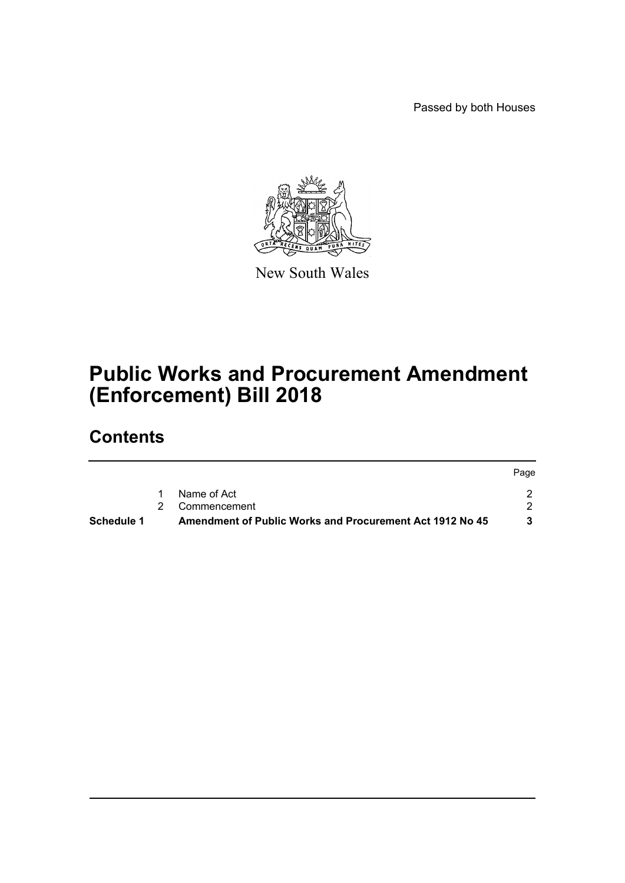Passed by both Houses

New South Wales

# Public Works and Procurement Amendment (Enforcement) Bill 2018

## Contents

| | | | Page |
|---|---|---|---|
| | 1 | Name of Act | 2 |
| | 2 | Commencement | 2 |
| **Schedule 1** | | **Amendment of Public Works and Procurement Act 1912 No 45** | **3** |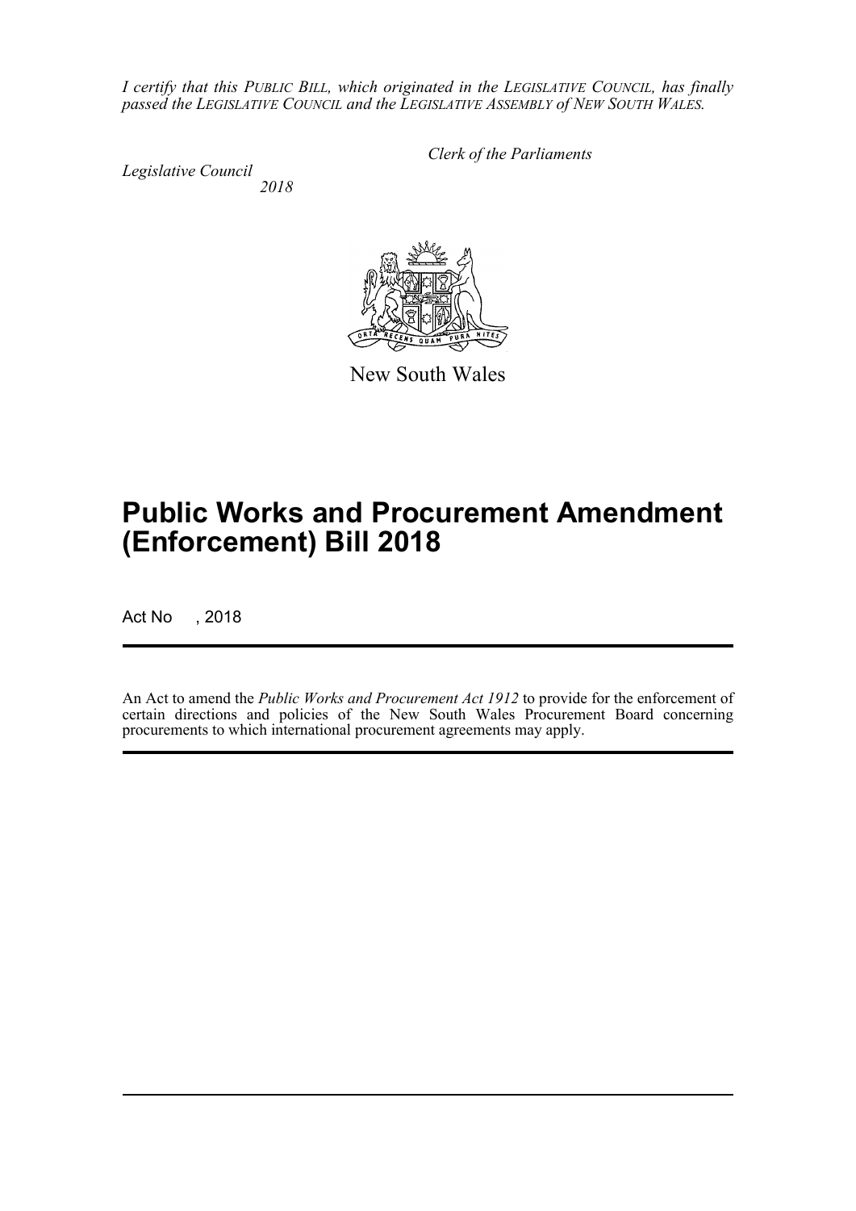*I certify that this PUBLIC BILL, which originated in the LEGISLATIVE COUNCIL, has finally passed the LEGISLATIVE COUNCIL and the LEGISLATIVE ASSEMBLY of NEW SOUTH WALES.*

*Clerk of the Parliaments*

*Legislative Council*
*2018*

New South Wales

# Public Works and Procurement Amendment (Enforcement) Bill 2018

Act No , 2018

An Act to amend the *Public Works and Procurement Act 1912* to provide for the enforcement of certain directions and policies of the New South Wales Procurement Board concerning procurements to which international procurement agreements may apply.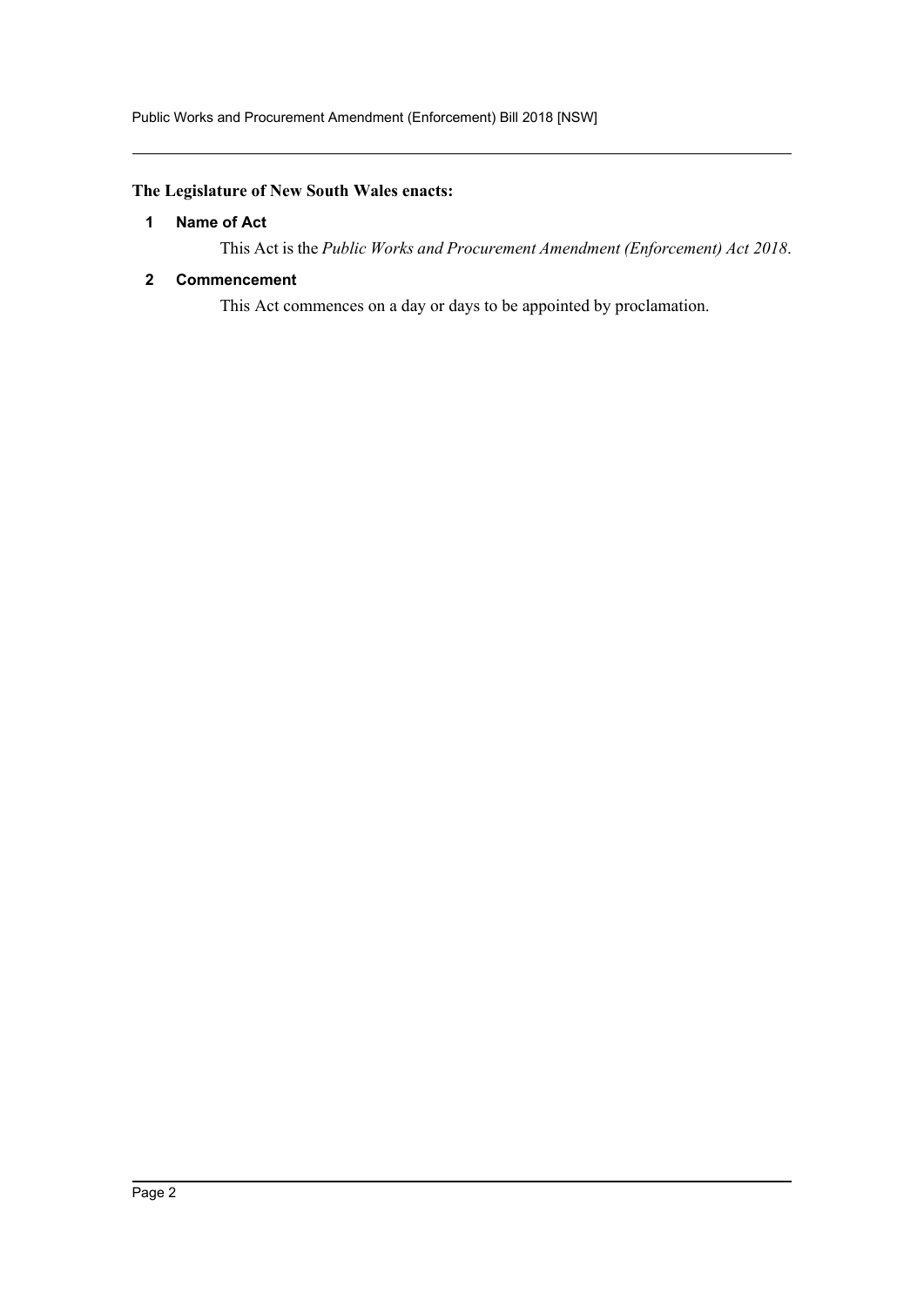**The Legislature of New South Wales enacts:**

## 1 Name of Act

This Act is the *Public Works and Procurement Amendment (Enforcement) Act 2018*.

## 2 Commencement

This Act commences on a day or days to be appointed by proclamation.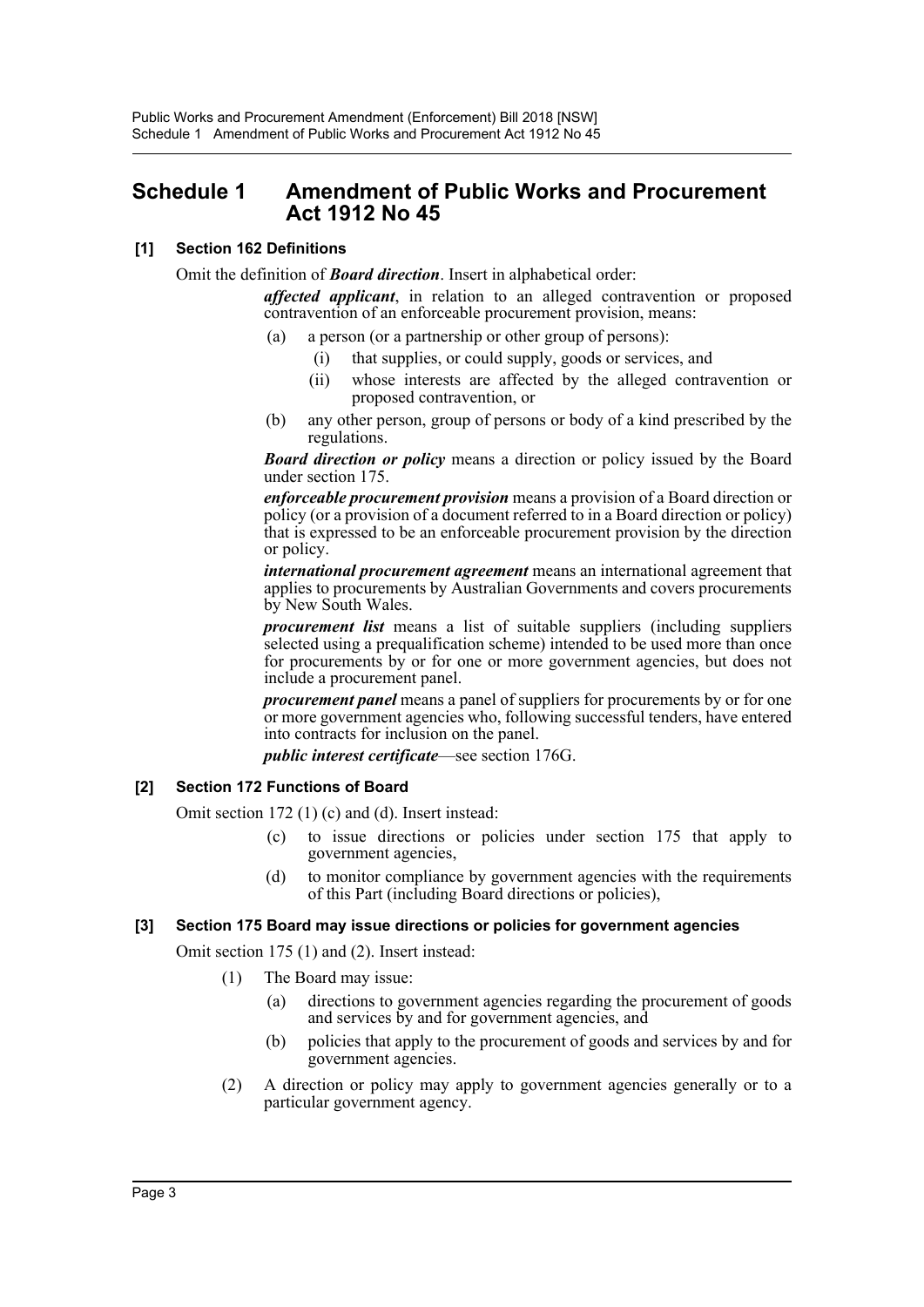# Schedule 1 Amendment of Public Works and Procurement Act 1912 No 45

### [1] Section 162 Definitions

Omit the definition of ***Board direction***. Insert in alphabetical order:

> ***affected applicant***, in relation to an alleged contravention or proposed contravention of an enforceable procurement provision, means:
>
> (a) a person (or a partnership or other group of persons):
>
> (i) that supplies, or could supply, goods or services, and
>
> (ii) whose interests are affected by the alleged contravention or proposed contravention, or
>
> (b) any other person, group of persons or body of a kind prescribed by the regulations.
>
> ***Board direction or policy*** means a direction or policy issued by the Board under section 175.
>
> ***enforceable procurement provision*** means a provision of a Board direction or policy (or a provision of a document referred to in a Board direction or policy) that is expressed to be an enforceable procurement provision by the direction or policy.
>
> ***international procurement agreement*** means an international agreement that applies to procurements by Australian Governments and covers procurements by New South Wales.
>
> ***procurement list*** means a list of suitable suppliers (including suppliers selected using a prequalification scheme) intended to be used more than once for procurements by or for one or more government agencies, but does not include a procurement panel.
>
> ***procurement panel*** means a panel of suppliers for procurements by or for one or more government agencies who, following successful tenders, have entered into contracts for inclusion on the panel.
>
> ***public interest certificate***—see section 176G.

### [2] Section 172 Functions of Board

Omit section 172 (1) (c) and (d). Insert instead:

> (c) to issue directions or policies under section 175 that apply to government agencies,
>
> (d) to monitor compliance by government agencies with the requirements of this Part (including Board directions or policies),

### [3] Section 175 Board may issue directions or policies for government agencies

Omit section 175 (1) and (2). Insert instead:

> (1) The Board may issue:
>
> (a) directions to government agencies regarding the procurement of goods and services by and for government agencies, and
>
> (b) policies that apply to the procurement of goods and services by and for government agencies.
>
> (2) A direction or policy may apply to government agencies generally or to a particular government agency.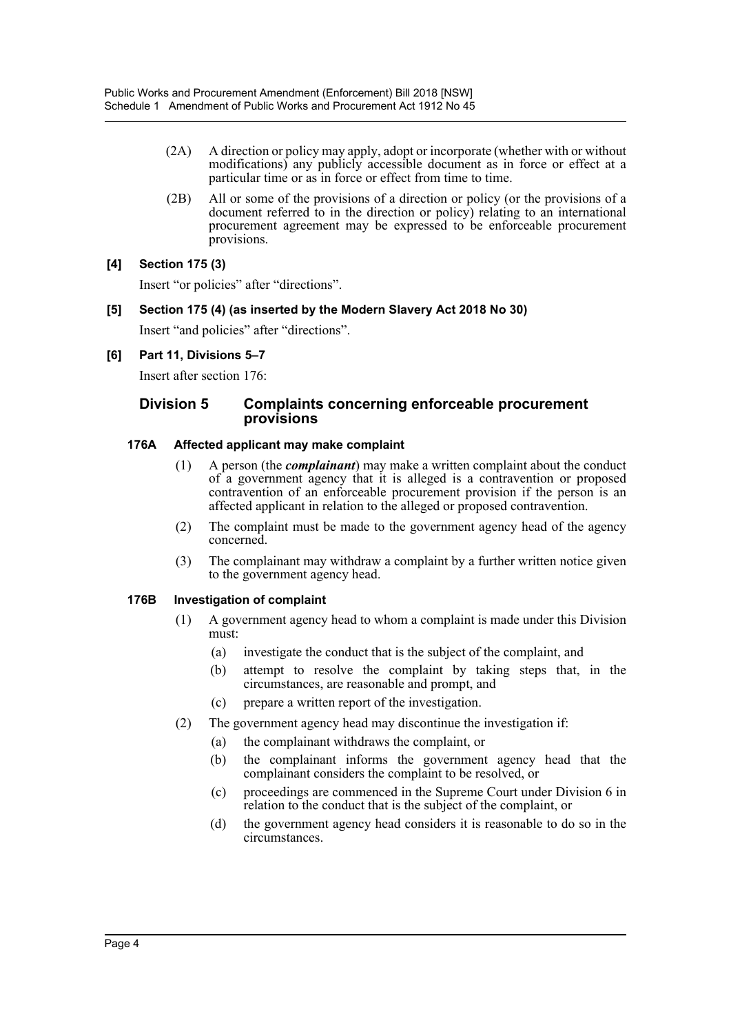(2A) A direction or policy may apply, adopt or incorporate (whether with or without modifications) any publicly accessible document as in force or effect at a particular time or as in force or effect from time to time.

(2B) All or some of the provisions of a direction or policy (or the provisions of a document referred to in the direction or policy) relating to an international procurement agreement may be expressed to be enforceable procurement provisions.

### [4] Section 175 (3)

Insert "or policies" after "directions".

### [5] Section 175 (4) (as inserted by the Modern Slavery Act 2018 No 30)

Insert "and policies" after "directions".

### [6] Part 11, Divisions 5–7

Insert after section 176:

## Division 5 Complaints concerning enforceable procurement provisions

#### 176A Affected applicant may make complaint

(1) A person (the ***complainant***) may make a written complaint about the conduct of a government agency that it is alleged is a contravention or proposed contravention of an enforceable procurement provision if the person is an affected applicant in relation to the alleged or proposed contravention.

(2) The complaint must be made to the government agency head of the agency concerned.

(3) The complainant may withdraw a complaint by a further written notice given to the government agency head.

#### 176B Investigation of complaint

(1) A government agency head to whom a complaint is made under this Division must:

- (a) investigate the conduct that is the subject of the complaint, and
- (b) attempt to resolve the complaint by taking steps that, in the circumstances, are reasonable and prompt, and
- (c) prepare a written report of the investigation.

(2) The government agency head may discontinue the investigation if:

- (a) the complainant withdraws the complaint, or
- (b) the complainant informs the government agency head that the complainant considers the complaint to be resolved, or
- (c) proceedings are commenced in the Supreme Court under Division 6 in relation to the conduct that is the subject of the complaint, or
- (d) the government agency head considers it is reasonable to do so in the circumstances.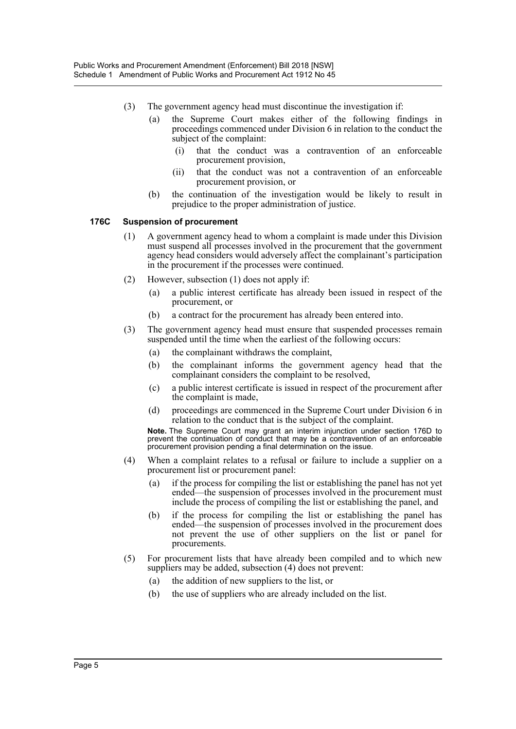(3) The government agency head must discontinue the investigation if:

(a) the Supreme Court makes either of the following findings in proceedings commenced under Division 6 in relation to the conduct the subject of the complaint:

(i) that the conduct was a contravention of an enforceable procurement provision,

(ii) that the conduct was not a contravention of an enforceable procurement provision, or

(b) the continuation of the investigation would be likely to result in prejudice to the proper administration of justice.

**176C Suspension of procurement**

(1) A government agency head to whom a complaint is made under this Division must suspend all processes involved in the procurement that the government agency head considers would adversely affect the complainant's participation in the procurement if the processes were continued.

(2) However, subsection (1) does not apply if:

(a) a public interest certificate has already been issued in respect of the procurement, or

(b) a contract for the procurement has already been entered into.

(3) The government agency head must ensure that suspended processes remain suspended until the time when the earliest of the following occurs:

(a) the complainant withdraws the complaint,

(b) the complainant informs the government agency head that the complainant considers the complaint to be resolved,

(c) a public interest certificate is issued in respect of the procurement after the complaint is made,

(d) proceedings are commenced in the Supreme Court under Division 6 in relation to the conduct that is the subject of the complaint.

**Note.** The Supreme Court may grant an interim injunction under section 176D to prevent the continuation of conduct that may be a contravention of an enforceable procurement provision pending a final determination on the issue.

(4) When a complaint relates to a refusal or failure to include a supplier on a procurement list or procurement panel:

(a) if the process for compiling the list or establishing the panel has not yet ended—the suspension of processes involved in the procurement must include the process of compiling the list or establishing the panel, and

(b) if the process for compiling the list or establishing the panel has ended—the suspension of processes involved in the procurement does not prevent the use of other suppliers on the list or panel for procurements.

(5) For procurement lists that have already been compiled and to which new suppliers may be added, subsection (4) does not prevent:

(a) the addition of new suppliers to the list, or

(b) the use of suppliers who are already included on the list.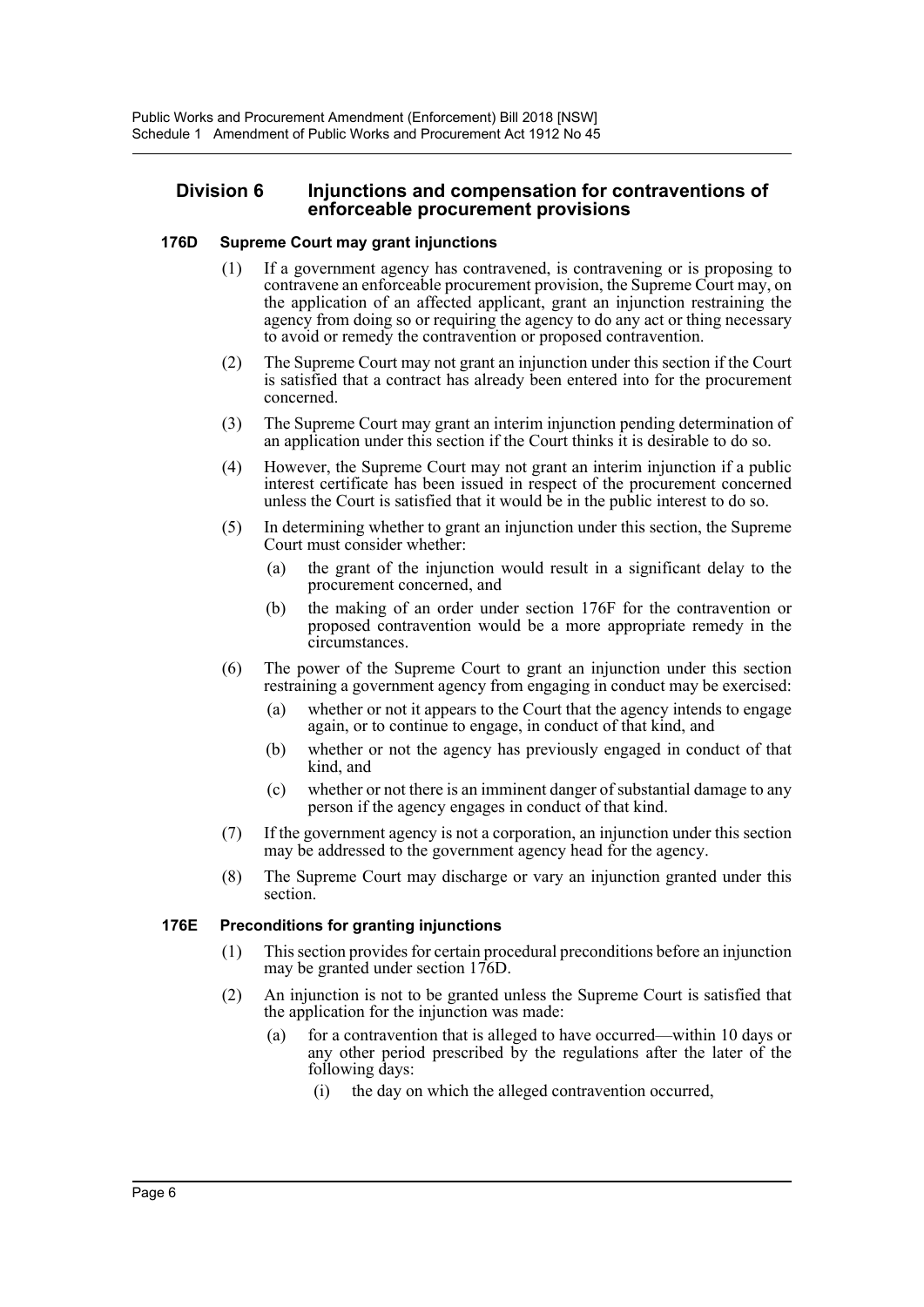## Division 6 Injunctions and compensation for contraventions of enforceable procurement provisions

### 176D Supreme Court may grant injunctions

(1) If a government agency has contravened, is contravening or is proposing to contravene an enforceable procurement provision, the Supreme Court may, on the application of an affected applicant, grant an injunction restraining the agency from doing so or requiring the agency to do any act or thing necessary to avoid or remedy the contravention or proposed contravention.

(2) The Supreme Court may not grant an injunction under this section if the Court is satisfied that a contract has already been entered into for the procurement concerned.

(3) The Supreme Court may grant an interim injunction pending determination of an application under this section if the Court thinks it is desirable to do so.

(4) However, the Supreme Court may not grant an interim injunction if a public interest certificate has been issued in respect of the procurement concerned unless the Court is satisfied that it would be in the public interest to do so.

(5) In determining whether to grant an injunction under this section, the Supreme Court must consider whether:

- (a) the grant of the injunction would result in a significant delay to the procurement concerned, and
- (b) the making of an order under section 176F for the contravention or proposed contravention would be a more appropriate remedy in the circumstances.

(6) The power of the Supreme Court to grant an injunction under this section restraining a government agency from engaging in conduct may be exercised:

- (a) whether or not it appears to the Court that the agency intends to engage again, or to continue to engage, in conduct of that kind, and
- (b) whether or not the agency has previously engaged in conduct of that kind, and
- (c) whether or not there is an imminent danger of substantial damage to any person if the agency engages in conduct of that kind.

(7) If the government agency is not a corporation, an injunction under this section may be addressed to the government agency head for the agency.

(8) The Supreme Court may discharge or vary an injunction granted under this section.

### 176E Preconditions for granting injunctions

(1) This section provides for certain procedural preconditions before an injunction may be granted under section 176D.

(2) An injunction is not to be granted unless the Supreme Court is satisfied that the application for the injunction was made:

- (a) for a contravention that is alleged to have occurred—within 10 days or any other period prescribed by the regulations after the later of the following days:
  - (i) the day on which the alleged contravention occurred,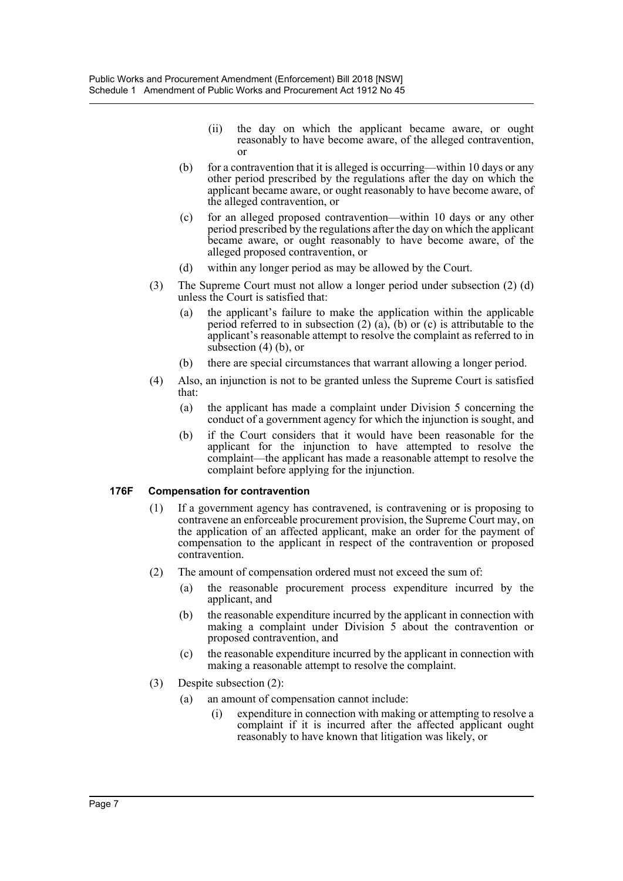(ii) the day on which the applicant became aware, or ought reasonably to have become aware, of the alleged contravention, or

(b) for a contravention that it is alleged is occurring—within 10 days or any other period prescribed by the regulations after the day on which the applicant became aware, or ought reasonably to have become aware, of the alleged contravention, or

(c) for an alleged proposed contravention—within 10 days or any other period prescribed by the regulations after the day on which the applicant became aware, or ought reasonably to have become aware, of the alleged proposed contravention, or

(d) within any longer period as may be allowed by the Court.

(3) The Supreme Court must not allow a longer period under subsection (2) (d) unless the Court is satisfied that:

(a) the applicant's failure to make the application within the applicable period referred to in subsection (2) (a), (b) or (c) is attributable to the applicant's reasonable attempt to resolve the complaint as referred to in subsection (4) (b), or

(b) there are special circumstances that warrant allowing a longer period.

(4) Also, an injunction is not to be granted unless the Supreme Court is satisfied that:

(a) the applicant has made a complaint under Division 5 concerning the conduct of a government agency for which the injunction is sought, and

(b) if the Court considers that it would have been reasonable for the applicant for the injunction to have attempted to resolve the complaint—the applicant has made a reasonable attempt to resolve the complaint before applying for the injunction.

**176F Compensation for contravention**

(1) If a government agency has contravened, is contravening or is proposing to contravene an enforceable procurement provision, the Supreme Court may, on the application of an affected applicant, make an order for the payment of compensation to the applicant in respect of the contravention or proposed contravention.

(2) The amount of compensation ordered must not exceed the sum of:

(a) the reasonable procurement process expenditure incurred by the applicant, and

(b) the reasonable expenditure incurred by the applicant in connection with making a complaint under Division 5 about the contravention or proposed contravention, and

(c) the reasonable expenditure incurred by the applicant in connection with making a reasonable attempt to resolve the complaint.

(3) Despite subsection (2):

(a) an amount of compensation cannot include:

(i) expenditure in connection with making or attempting to resolve a complaint if it is incurred after the affected applicant ought reasonably to have known that litigation was likely, or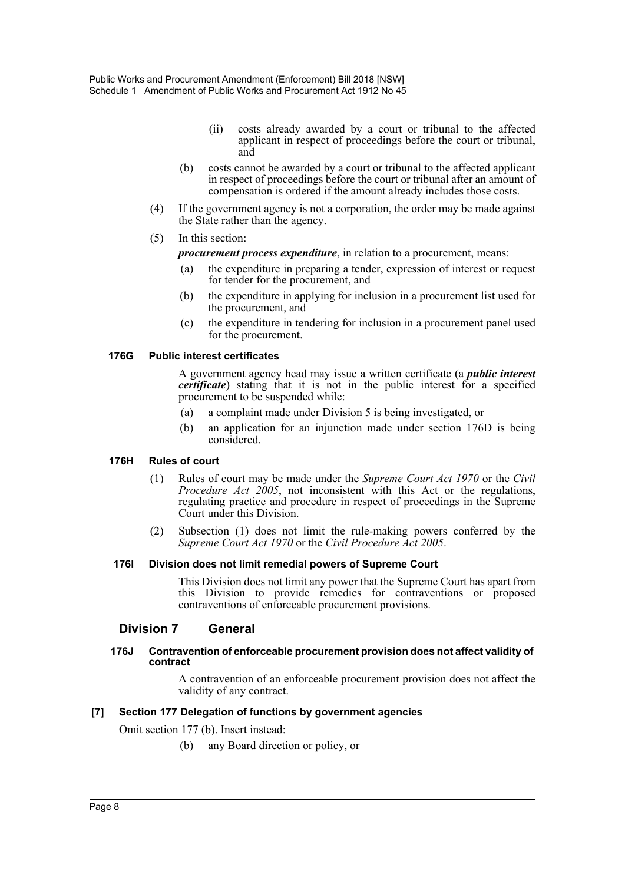(ii) costs already awarded by a court or tribunal to the affected applicant in respect of proceedings before the court or tribunal, and

(b) costs cannot be awarded by a court or tribunal to the affected applicant in respect of proceedings before the court or tribunal after an amount of compensation is ordered if the amount already includes those costs.

(4) If the government agency is not a corporation, the order may be made against the State rather than the agency.

(5) In this section:

***procurement process expenditure***, in relation to a procurement, means:

(a) the expenditure in preparing a tender, expression of interest or request for tender for the procurement, and

(b) the expenditure in applying for inclusion in a procurement list used for the procurement, and

(c) the expenditure in tendering for inclusion in a procurement panel used for the procurement.

#### 176G Public interest certificates

A government agency head may issue a written certificate (a ***public interest certificate***) stating that it is not in the public interest for a specified procurement to be suspended while:

(a) a complaint made under Division 5 is being investigated, or

(b) an application for an injunction made under section 176D is being considered.

#### 176H Rules of court

(1) Rules of court may be made under the *Supreme Court Act 1970* or the *Civil Procedure Act 2005*, not inconsistent with this Act or the regulations, regulating practice and procedure in respect of proceedings in the Supreme Court under this Division.

(2) Subsection (1) does not limit the rule-making powers conferred by the *Supreme Court Act 1970* or the *Civil Procedure Act 2005*.

#### 176I Division does not limit remedial powers of Supreme Court

This Division does not limit any power that the Supreme Court has apart from this Division to provide remedies for contraventions or proposed contraventions of enforceable procurement provisions.

### Division 7 General

#### 176J Contravention of enforceable procurement provision does not affect validity of contract

A contravention of an enforceable procurement provision does not affect the validity of any contract.

#### [7] Section 177 Delegation of functions by government agencies

Omit section 177 (b). Insert instead:

(b) any Board direction or policy, or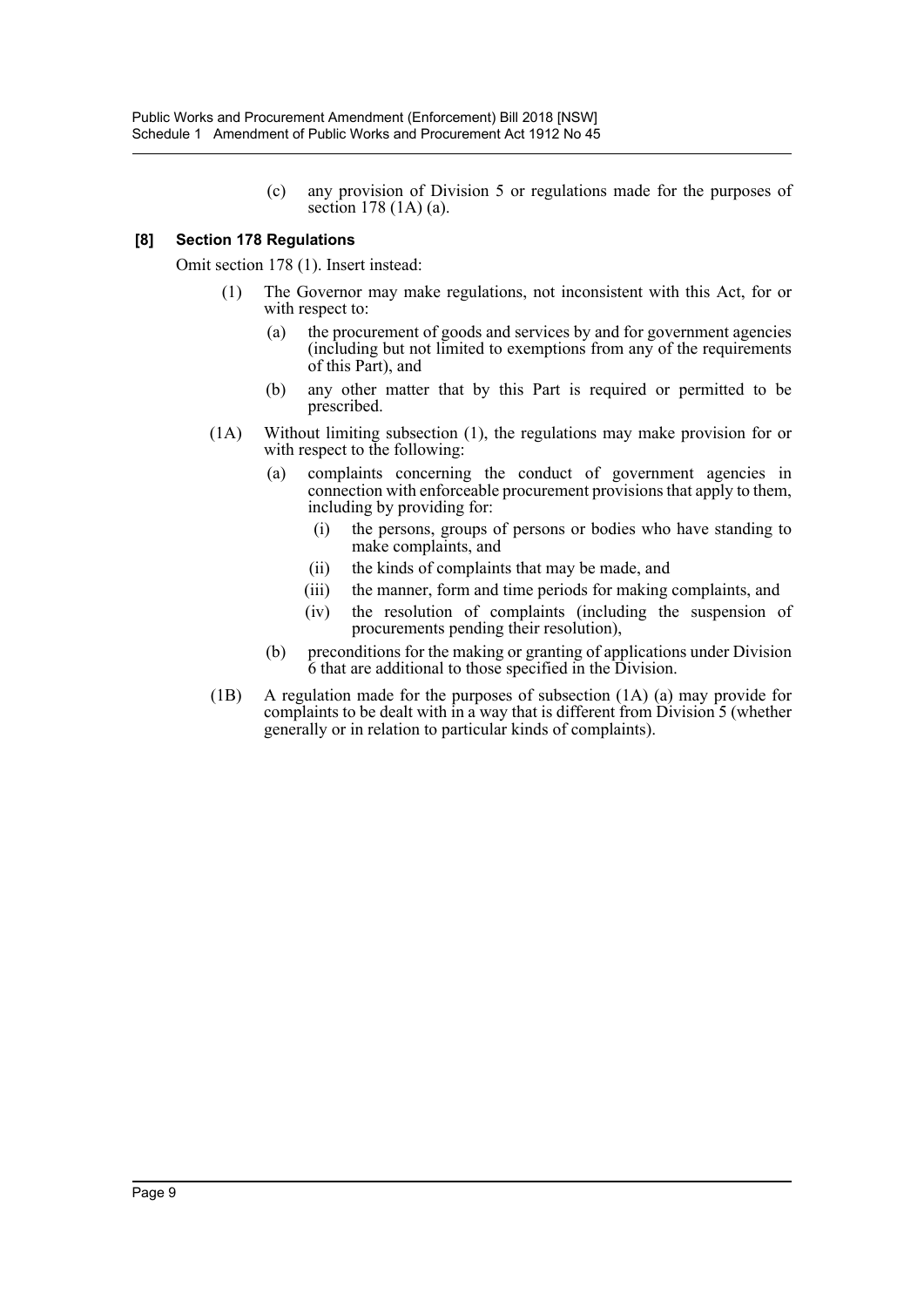(c) any provision of Division 5 or regulations made for the purposes of section 178 (1A) (a).

**[8] Section 178 Regulations**

Omit section 178 (1). Insert instead:

(1) The Governor may make regulations, not inconsistent with this Act, for or with respect to:

(a) the procurement of goods and services by and for government agencies (including but not limited to exemptions from any of the requirements of this Part), and

(b) any other matter that by this Part is required or permitted to be prescribed.

(1A) Without limiting subsection (1), the regulations may make provision for or with respect to the following:

(a) complaints concerning the conduct of government agencies in connection with enforceable procurement provisions that apply to them, including by providing for:

(i) the persons, groups of persons or bodies who have standing to make complaints, and

(ii) the kinds of complaints that may be made, and

(iii) the manner, form and time periods for making complaints, and

(iv) the resolution of complaints (including the suspension of procurements pending their resolution),

(b) preconditions for the making or granting of applications under Division 6 that are additional to those specified in the Division.

(1B) A regulation made for the purposes of subsection (1A) (a) may provide for complaints to be dealt with in a way that is different from Division 5 (whether generally or in relation to particular kinds of complaints).